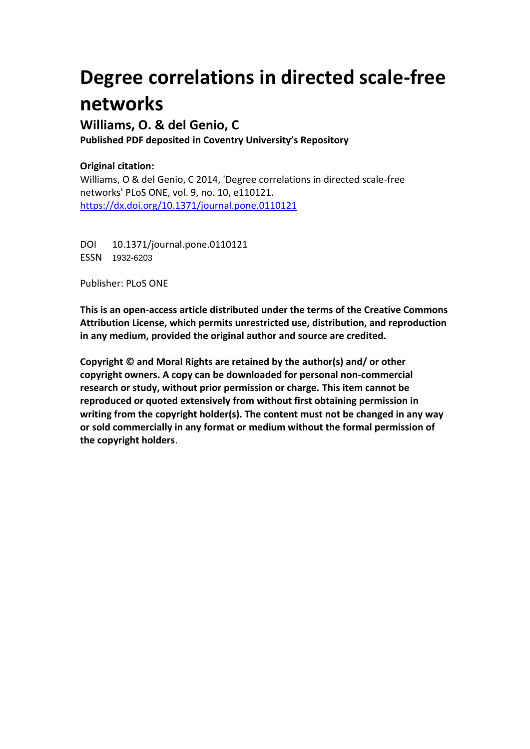# Degree correlations in directed scale-free networks

## Williams, O. & del Genio, C

**Published PDF deposited in Coventry University's Repository**

**Original citation:**

Williams, O & del Genio, C 2014, 'Degree correlations in directed scale-free networks' PLoS ONE, vol. 9, no. 10, e110121.
https://dx.doi.org/10.1371/journal.pone.0110121

DOI 10.1371/journal.pone.0110121
ESSN 1932-6203

Publisher: PLoS ONE

**This is an open-access article distributed under the terms of the Creative Commons Attribution License, which permits unrestricted use, distribution, and reproduction in any medium, provided the original author and source are credited.**

**Copyright © and Moral Rights are retained by the author(s) and/ or other copyright owners. A copy can be downloaded for personal non-commercial research or study, without prior permission or charge. This item cannot be reproduced or quoted extensively from without first obtaining permission in writing from the copyright holder(s). The content must not be changed in any way or sold commercially in any format or medium without the formal permission of the copyright holders**.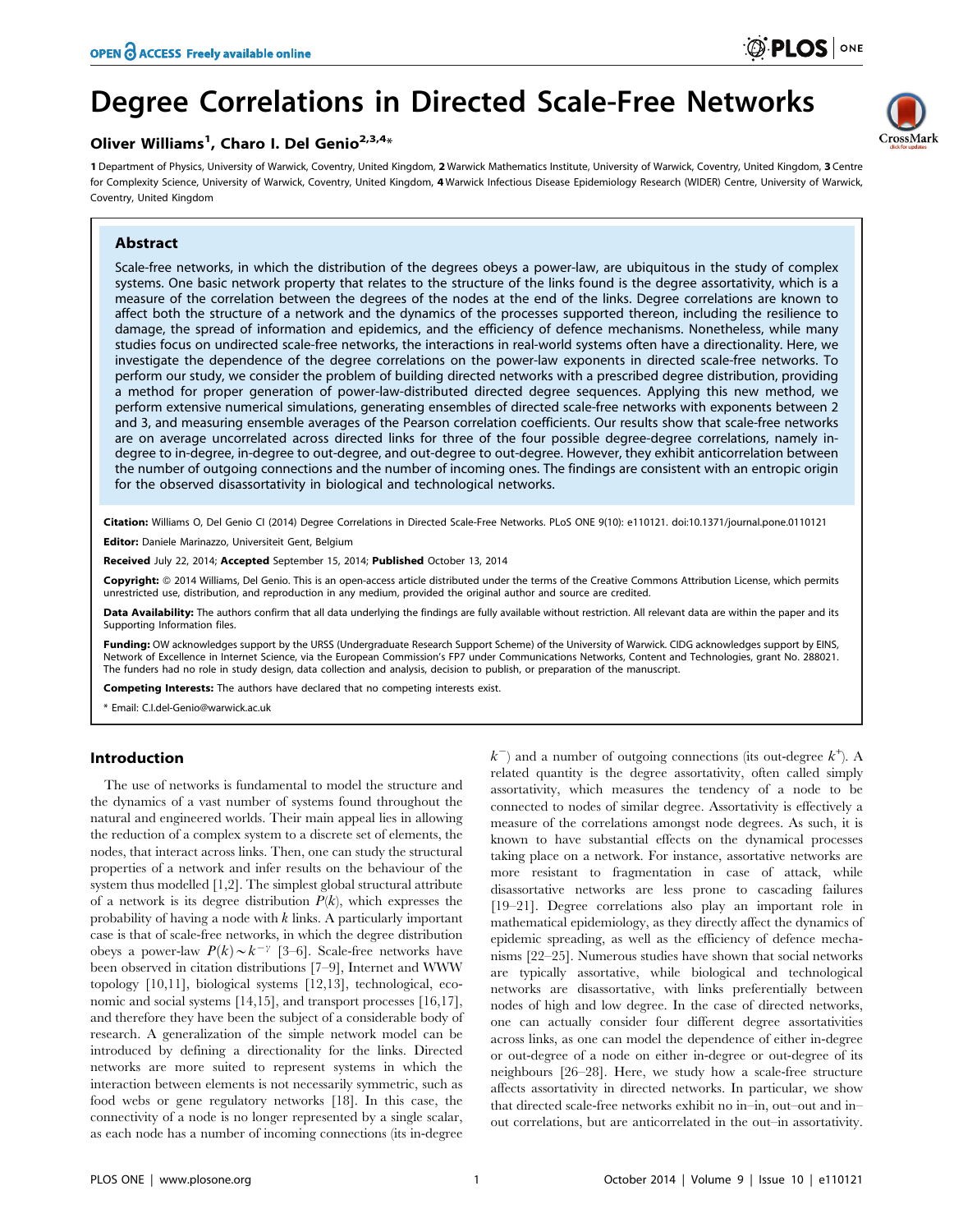# Degree Correlations in Directed Scale-Free Networks

**Oliver Williams[1], Charo I. Del Genio[2,3,4]***

**1** Department of Physics, University of Warwick, Coventry, United Kingdom, **2** Warwick Mathematics Institute, University of Warwick, Coventry, United Kingdom, **3** Centre for Complexity Science, University of Warwick, Coventry, United Kingdom, **4** Warwick Infectious Disease Epidemiology Research (WIDER) Centre, University of Warwick, Coventry, United Kingdom

## Abstract

Scale-free networks, in which the distribution of the degrees obeys a power-law, are ubiquitous in the study of complex systems. One basic network property that relates to the structure of the links found is the degree assortativity, which is a measure of the correlation between the degrees of the nodes at the end of the links. Degree correlations are known to affect both the structure of a network and the dynamics of the processes supported thereon, including the resilience to damage, the spread of information and epidemics, and the efficiency of defence mechanisms. Nonetheless, while many studies focus on undirected scale-free networks, the interactions in real-world systems often have a directionality. Here, we investigate the dependence of the degree correlations on the power-law exponents in directed scale-free networks. To perform our study, we consider the problem of building directed networks with a prescribed degree distribution, providing a method for proper generation of power-law-distributed directed degree sequences. Applying this new method, we perform extensive numerical simulations, generating ensembles of directed scale-free networks with exponents between 2 and 3, and measuring ensemble averages of the Pearson correlation coefficients. Our results show that scale-free networks are on average uncorrelated across directed links for three of the four possible degree-degree correlations, namely in-degree to in-degree, in-degree to out-degree, and out-degree to out-degree. However, they exhibit anticorrelation between the number of outgoing connections and the number of incoming ones. The findings are consistent with an entropic origin for the observed disassortativity in biological and technological networks.

**Citation:** Williams O, Del Genio CI (2014) Degree Correlations in Directed Scale-Free Networks. PLoS ONE 9(10): e110121. doi:10.1371/journal.pone.0110121

**Editor:** Daniele Marinazzo, Universiteit Gent, Belgium

**Received** July 22, 2014; **Accepted** September 15, 2014; **Published** October 13, 2014

**Copyright:** © 2014 Williams, Del Genio. This is an open-access article distributed under the terms of the Creative Commons Attribution License, which permits unrestricted use, distribution, and reproduction in any medium, provided the original author and source are credited.

**Data Availability:** The authors confirm that all data underlying the findings are fully available without restriction. All relevant data are within the paper and its Supporting Information files.

**Funding:** OW acknowledges support by the URSS (Undergraduate Research Support Scheme) of the University of Warwick. CIDG acknowledges support by EINS, Network of Excellence in Internet Science, via the European Commission's FP7 under Communications Networks, Content and Technologies, grant No. 288021. The funders had no role in study design, data collection and analysis, decision to publish, or preparation of the manuscript.

**Competing Interests:** The authors have declared that no competing interests exist.

\* Email: C.I.del-Genio@warwick.ac.uk

## Introduction

The use of networks is fundamental to model the structure and the dynamics of a vast number of systems found throughout the natural and engineered worlds. Their main appeal lies in allowing the reduction of a complex system to a discrete set of elements, the nodes, that interact across links. Then, one can study the structural properties of a network and infer results on the behaviour of the system thus modelled [1,2]. The simplest global structural attribute of a network is its degree distribution $P(k)$, which expresses the probability of having a node with $k$ links. A particularly important case is that of scale-free networks, in which the degree distribution obeys a power-law $P(k) \sim k^{-\gamma}$ [3–6]. Scale-free networks have been observed in citation distributions [7–9], Internet and WWW topology [10,11], biological systems [12,13], technological, economic and social systems [14,15], and transport processes [16,17], and therefore they have been the subject of a considerable body of research. A generalization of the simple network model can be introduced by defining a directionality for the links. Directed networks are more suited to represent systems in which the interaction between elements is not necessarily symmetric, such as food webs or gene regulatory networks [18]. In this case, the connectivity of a node is no longer represented by a single scalar, as each node has a number of incoming connections (its in-degree $k^{-}$) and a number of outgoing connections (its out-degree $k^{+}$). A related quantity is the degree assortativity, often called simply assortativity, which measures the tendency of a node to be connected to nodes of similar degree. Assortativity is effectively a measure of the correlations amongst node degrees. As such, it is known to have substantial effects on the dynamical processes taking place on a network. For instance, assortative networks are more resistant to fragmentation in case of attack, while disassortative networks are less prone to cascading failures [19–21]. Degree correlations also play an important role in mathematical epidemiology, as they directly affect the dynamics of epidemic spreading, as well as the efficiency of defence mechanisms [22–25]. Numerous studies have shown that social networks are typically assortative, while biological and technological networks are disassortative, with links preferentially between nodes of high and low degree. In the case of directed networks, one can actually consider four different degree assortativities across links, as one can model the dependence of either in-degree or out-degree of a node on either in-degree or out-degree of its neighbours [26–28]. Here, we study how a scale-free structure affects assortativity in directed networks. In particular, we show that directed scale-free networks exhibit no in–in, out–out and in–out correlations, but are anticorrelated in the out–in assortativity.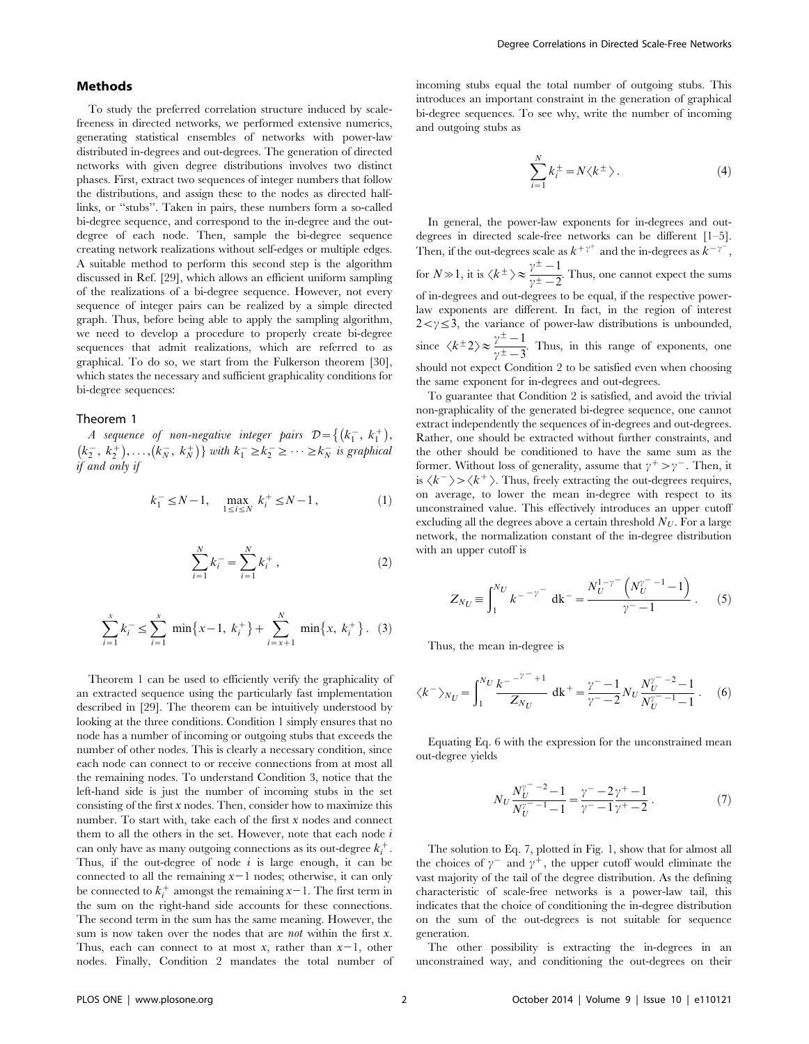## Methods

To study the preferred correlation structure induced by scale-freeness in directed networks, we performed extensive numerics, generating statistical ensembles of networks with power-law distributed in-degrees and out-degrees. The generation of directed networks with given degree distributions involves two distinct phases. First, extract two sequences of integer numbers that follow the distributions, and assign these to the nodes as directed half-links, or "stubs". Taken in pairs, these numbers form a so-called bi-degree sequence, and correspond to the in-degree and the out-degree of each node. Then, sample the bi-degree sequence creating network realizations without self-edges or multiple edges. A suitable method to perform this second step is the algorithm discussed in Ref. [29], which allows an efficient uniform sampling of the realizations of a bi-degree sequence. However, not every sequence of integer pairs can be realized by a simple directed graph. Thus, before being able to apply the sampling algorithm, we need to develop a procedure to properly create bi-degree sequences that admit realizations, which are referred to as graphical. To do so, we start from the Fulkerson theorem [30], which states the necessary and sufficient graphicality conditions for bi-degree sequences:

### Theorem 1

*A sequence of non-negative integer pairs* $\mathcal{D} = \{(k_1^-, k_1^+), (k_2^-, k_2^+), \ldots, (k_N^-, k_N^+)\}$ *with* $k_1^- \geq k_2^- \geq \cdots \geq k_N^-$ *is graphical if and only if*

$$k_1^- \leq N-1, \quad \max_{1 \leq i \leq N} k_i^+ \leq N-1\,, \tag{1}$$

$$\sum_{i=1}^{N} k_i^- = \sum_{i=1}^{N} k_i^+\,, \tag{2}$$

$$\sum_{i=1}^{x} k_i^- \leq \sum_{i=1}^{x} \min\{x-1,\, k_i^+\} + \sum_{i=x+1}^{N} \min\{x,\, k_i^+\}\,. \tag{3}$$

Theorem 1 can be used to efficiently verify the graphicality of an extracted sequence using the particularly fast implementation described in [29]. The theorem can be intuitively understood by looking at the three conditions. Condition 1 simply ensures that no node has a number of incoming or outgoing stubs that exceeds the number of other nodes. This is clearly a necessary condition, since each node can connect to or receive connections from at most all the remaining nodes. To understand Condition 3, notice that the left-hand side is just the number of incoming stubs in the set consisting of the first $x$ nodes. Then, consider how to maximize this number. To start with, take each of the first $x$ nodes and connect them to all the others in the set. However, note that each node $i$ can only have as many outgoing connections as its out-degree $k_i^+$. Thus, if the out-degree of node $i$ is large enough, it can be connected to all the remaining $x-1$ nodes; otherwise, it can only be connected to $k_i^+$ amongst the remaining $x-1$. The first term in the sum on the right-hand side accounts for these connections. The second term in the sum has the same meaning. However, the sum is now taken over the nodes that are *not* within the first $x$. Thus, each can connect to at most $x$, rather than $x-1$, other nodes. Finally, Condition 2 mandates the total number of incoming stubs equal the total number of outgoing stubs. This introduces an important constraint in the generation of graphical bi-degree sequences. To see why, write the number of incoming and outgoing stubs as

$$\sum_{i=1}^{N} k_i^{\pm} = N \langle k^{\pm} \rangle\,. \tag{4}$$

In general, the power-law exponents for in-degrees and out-degrees in directed scale-free networks can be different [1–5]. Then, if the out-degrees scale as $k^{+\gamma^+}$ and the in-degrees as $k^{-\gamma^-}$, for $N \gg 1$, it is $\langle k^{\pm} \rangle \approx \frac{\gamma^{\pm}-1}{\gamma^{\pm}-2}$. Thus, one cannot expect the sums of in-degrees and out-degrees to be equal, if the respective power-law exponents are different. In fact, in the region of interest $2 < \gamma \leq 3$, the variance of power-law distributions is unbounded, since $\langle k^{\pm} 2 \rangle \approx \frac{\gamma^{\pm}-1}{\gamma^{\pm}-3}$. Thus, in this range of exponents, one should not expect Condition 2 to be satisfied even when choosing the same exponent for in-degrees and out-degrees.

To guarantee that Condition 2 is satisfied, and avoid the trivial non-graphicality of the generated bi-degree sequence, one cannot extract independently the sequences of in-degrees and out-degrees. Rather, one should be extracted without further constraints, and the other should be conditioned to have the same sum as the former. Without loss of generality, assume that $\gamma^+ > \gamma^-$. Then, it is $\langle k^- \rangle > \langle k^+ \rangle$. Thus, freely extracting the out-degrees requires, on average, to lower the mean in-degree with respect to its unconstrained value. This effectively introduces an upper cutoff excluding all the degrees above a certain threshold $N_U$. For a large network, the normalization constant of the in-degree distribution with an upper cutoff is

$$Z_{N_U} \equiv \int_1^{N_U} k^{-\,-\gamma^-}\, \mathrm{d}k^- = \frac{N_U^{1-\gamma^-}\left(N_U^{\gamma^- -1} - 1\right)}{\gamma^- - 1}\,. \tag{5}$$

Thus, the mean in-degree is

$$\langle k^- \rangle_{N_U} = \int_1^{N_U} \frac{k^{-\,-\gamma^- +1}}{Z_{N_U}}\, \mathrm{d}k^+ = \frac{\gamma^- -1}{\gamma^- -2} N_U \frac{N_U^{\gamma^- -2} - 1}{N_U^{\gamma^- -1} - 1}\,. \tag{6}$$

Equating Eq. 6 with the expression for the unconstrained mean out-degree yields

$$N_U \frac{N_U^{\gamma^- -2} - 1}{N_U^{\gamma^- -1} - 1} = \frac{\gamma^- -2}{\gamma^- -1} \frac{\gamma^+ -1}{\gamma^+ -2}\,. \tag{7}$$

The solution to Eq. 7, plotted in Fig. 1, show that for almost all the choices of $\gamma^-$ and $\gamma^+$, the upper cutoff would eliminate the vast majority of the tail of the degree distribution. As the defining characteristic of scale-free networks is a power-law tail, this indicates that the choice of conditioning the in-degree distribution on the sum of the out-degrees is not suitable for sequence generation.

The other possibility is extracting the in-degrees in an unconstrained way, and conditioning the out-degrees on their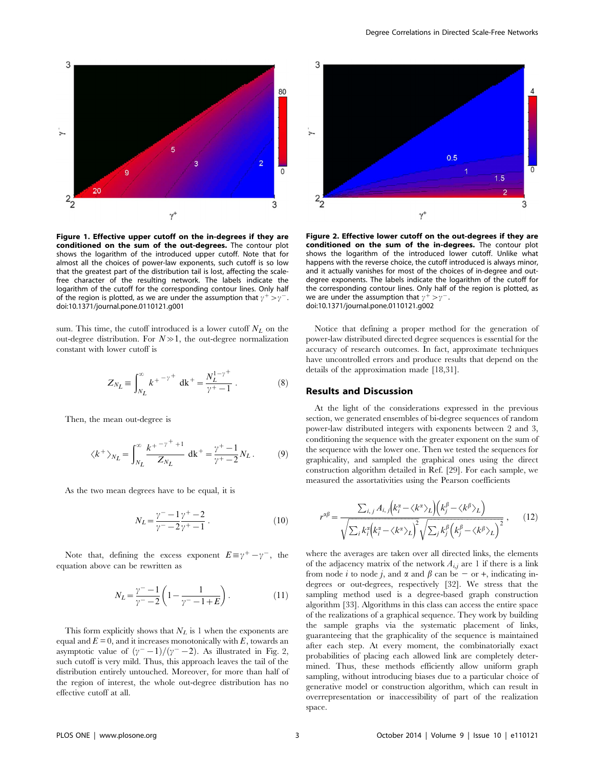**Figure 1. Effective upper cutoff on the in-degrees if they are conditioned on the sum of the out-degrees.** The contour plot shows the logarithm of the introduced upper cutoff. Note that for almost all the choices of power-law exponents, such cutoff is so low that the greatest part of the distribution tail is lost, affecting the scale-free character of the resulting network. The labels indicate the logarithm of the cutoff for the corresponding contour lines. Only half of the region is plotted, as we are under the assumption that $\gamma^+ > \gamma^-$.
doi:10.1371/journal.pone.0110121.g001

**Figure 2. Effective lower cutoff on the out-degrees if they are conditioned on the sum of the in-degrees.** The contour plot shows the logarithm of the introduced lower cutoff. Unlike what happens with the reverse choice, the cutoff introduced is always minor, and it actually vanishes for most of the choices of in-degree and out-degree exponents. The labels indicate the logarithm of the cutoff for the corresponding contour lines. Only half of the region is plotted, as we are under the assumption that $\gamma^+ > \gamma^-$.
doi:10.1371/journal.pone.0110121.g002

sum. This time, the cutoff introduced is a lower cutoff $N_L$ on the out-degree distribution. For $N \gg 1$, the out-degree normalization constant with lower cutoff is

$$Z_{N_L} \equiv \int_{N_L}^{\infty} k^{+^{-\gamma^+}} \, \mathrm{d}k^+ = \frac{N_L^{1-\gamma^+}}{\gamma^+ - 1} \, . \qquad (8)$$

Then, the mean out-degree is

$$\langle k^+ \rangle_{N_L} = \int_{N_L}^{\infty} \frac{k^{+^{-\gamma^+ + 1}}}{Z_{N_L}} \, \mathrm{d}k^+ = \frac{\gamma^+ - 1}{\gamma^+ - 2} N_L \, . \qquad (9)$$

As the two mean degrees have to be equal, it is

$$N_L = \frac{\gamma^- - 1}{\gamma^- - 2} \frac{\gamma^+ - 2}{\gamma^+ - 1} \, . \qquad (10)$$

Note that, defining the excess exponent $E \equiv \gamma^+ - \gamma^-$, the equation above can be rewritten as

$$N_L = \frac{\gamma^- - 1}{\gamma^- - 2} \left( 1 - \frac{1}{\gamma^- - 1 + E} \right) . \qquad (11)$$

This form explicitly shows that $N_L$ is 1 when the exponents are equal and $E = 0$, and it increases monotonically with $E$, towards an asymptotic value of $(\gamma^- - 1)/(\gamma^- - 2)$. As illustrated in Fig. 2, such cutoff is very mild. Thus, this approach leaves the tail of the distribution entirely untouched. Moreover, for more than half of the region of interest, the whole out-degree distribution has no effective cutoff at all.

Notice that defining a proper method for the generation of power-law distributed directed degree sequences is essential for the accuracy of research outcomes. In fact, approximate techniques have uncontrolled errors and produce results that depend on the details of the approximation made [18,31].

## Results and Discussion

At the light of the considerations expressed in the previous section, we generated ensembles of bi-degree sequences of random power-law distributed integers with exponents between 2 and 3, conditioning the sequence with the greater exponent on the sum of the sequence with the lower one. Then we tested the sequences for graphicality, and sampled the graphical ones using the direct construction algorithm detailed in Ref. [29]. For each sample, we measured the assortativities using the Pearson coefficients

$$r^{\alpha\beta} = \frac{\sum_{i,j} A_{i,j} \left( k_i^{\alpha} - \langle k^{\alpha} \rangle_L \right) \left( k_j^{\beta} - \langle k^{\beta} \rangle_L \right)}{\sqrt{\sum_i k_i^{\alpha} \left( k_i^{\alpha} - \langle k^{\alpha} \rangle_L \right)^2} \sqrt{\sum_j k_j^{\beta} \left( k_j^{\beta} - \langle k^{\beta} \rangle_L \right)^2}} \, , \qquad (12)$$

where the averages are taken over all directed links, the elements of the adjacency matrix of the network $A_{i,j}$ are 1 if there is a link from node $i$ to node $j$, and $\alpha$ and $\beta$ can be $-$ or $+$, indicating in-degrees or out-degrees, respectively [32]. We stress that the sampling method used is a degree-based graph construction algorithm [33]. Algorithms in this class can access the entire space of the realizations of a graphical sequence. They work by building the sample graphs via the systematic placement of links, guaranteeing that the graphicality of the sequence is maintained after each step. At every moment, the combinatorially exact probabilities of placing each allowed link are completely determined. Thus, these methods efficiently allow uniform graph sampling, without introducing biases due to a particular choice of generative model or construction algorithm, which can result in overrepresentation or inaccessibility of part of the realization space.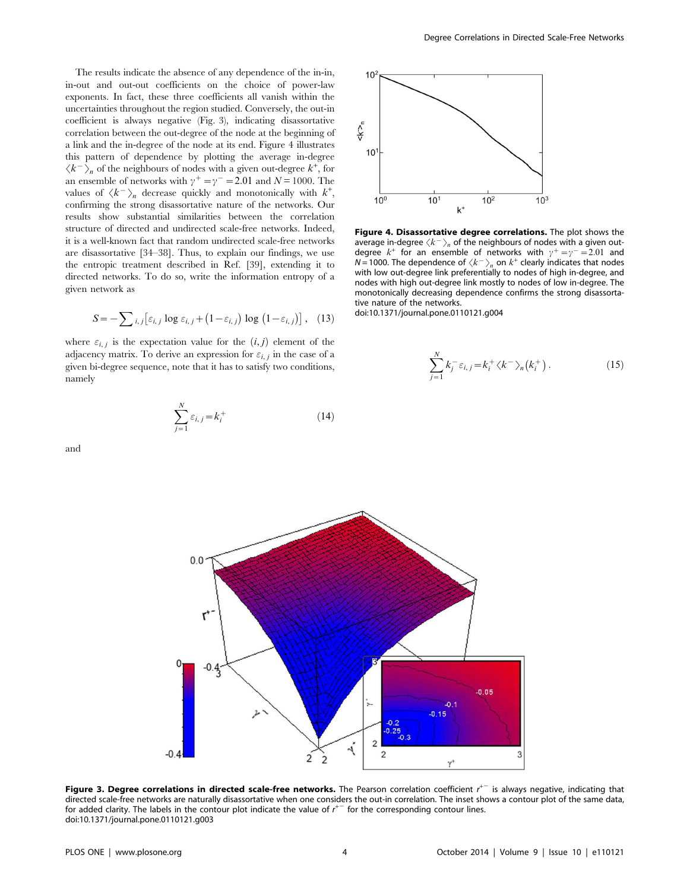The results indicate the absence of any dependence of the in-in, in-out and out-out coefficients on the choice of power-law exponents. In fact, these three coefficients all vanish within the uncertainties throughout the region studied. Conversely, the out-in coefficient is always negative (Fig. 3), indicating disassortative correlation between the out-degree of the node at the beginning of a link and the in-degree of the node at its end. Figure 4 illustrates this pattern of dependence by plotting the average in-degree $\langle k^- \rangle_n$ of the neighbours of nodes with a given out-degree $k^+$, for an ensemble of networks with $\gamma^+ = \gamma^- = 2.01$ and $N = 1000$. The values of $\langle k^- \rangle_n$ decrease quickly and monotonically with $k^+$, confirming the strong disassortative nature of the networks. Our results show substantial similarities between the correlation structure of directed and undirected scale-free networks. Indeed, it is a well-known fact that random undirected scale-free networks are disassortative [34–38]. Thus, to explain our findings, we use the entropic treatment described in Ref. [39], extending it to directed networks. To do so, write the information entropy of a given network as

$$S = -\sum_{i,j} \left[ \varepsilon_{i,j} \log \varepsilon_{i,j} + \left(1 - \varepsilon_{i,j}\right) \log \left(1 - \varepsilon_{i,j}\right) \right], \quad (13)$$

where $\varepsilon_{i,j}$ is the expectation value for the $(i,j)$ element of the adjacency matrix. To derive an expression for $\varepsilon_{i,j}$ in the case of a given bi-degree sequence, note that it has to satisfy two conditions, namely

$$\sum_{j=1}^{N} \varepsilon_{i,j} = k_i^+ \quad (14)$$

and

$$\sum_{j=1}^{N} k_j^- \varepsilon_{i,j} = k_i^+ \langle k^- \rangle_n \left(k_i^+\right). \quad (15)$$

**Figure 4. Disassortative degree correlations.** The plot shows the average in-degree $\langle k^- \rangle_n$ of the neighbours of nodes with a given out-degree $k^+$ for an ensemble of networks with $\gamma^+ = \gamma^- = 2.01$ and $N = 1000$. The dependence of $\langle k^- \rangle_n$ on $k^+$ clearly indicates that nodes with low out-degree link preferentially to nodes of high in-degree, and nodes with high out-degree link mostly to nodes of low in-degree. The monotonically decreasing dependence confirms the strong disassortative nature of the networks.
doi:10.1371/journal.pone.0110121.g004

**Figure 3. Degree correlations in directed scale-free networks.** The Pearson correlation coefficient $r^{+-}$ is always negative, indicating that directed scale-free networks are naturally disassortative when one considers the out-in correlation. The inset shows a contour plot of the same data, for added clarity. The labels in the contour plot indicate the value of $r^{+-}$ for the corresponding contour lines.
doi:10.1371/journal.pone.0110121.g003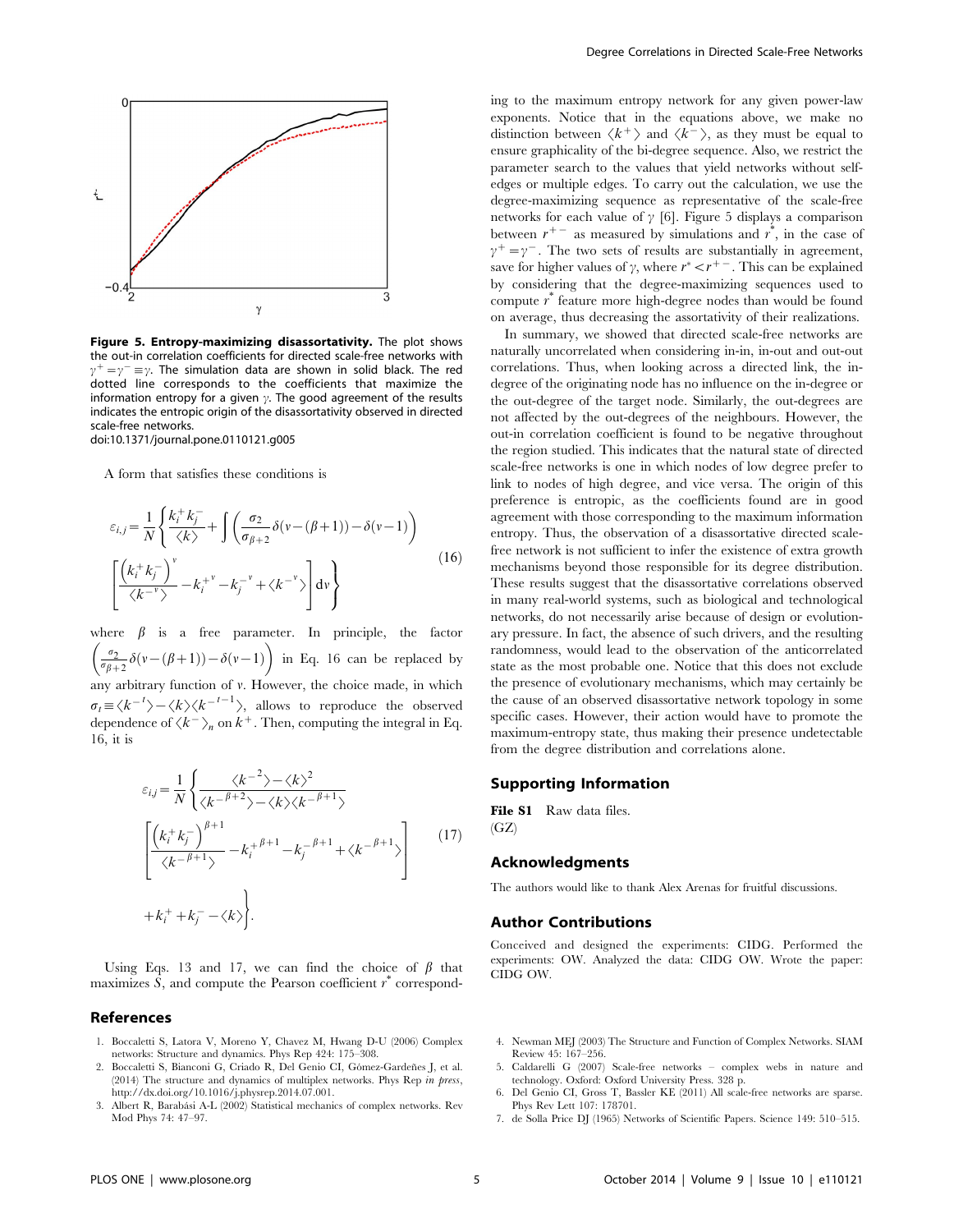**Figure 5. Entropy-maximizing disassortativity.** The plot shows the out-in correlation coefficients for directed scale-free networks with $\gamma^+ = \gamma^- \equiv \gamma$. The simulation data are shown in solid black. The red dotted line corresponds to the coefficients that maximize the information entropy for a given $\gamma$. The good agreement of the results indicates the entropic origin of the disassortativity observed in directed scale-free networks.
doi:10.1371/journal.pone.0110121.g005

A form that satisfies these conditions is

$$\varepsilon_{i,j} = \frac{1}{N}\left\{\frac{k_i^+ k_j^-}{\langle k\rangle} + \int \left(\frac{\sigma_2}{\sigma_{\beta+2}}\delta(v-(\beta+1)) - \delta(v-1)\right) \left[\frac{\left(k_i^+ k_j^-\right)^v}{\langle k^{-v}\rangle} - k_i^{+^v} - k_j^{-^v} + \langle k^{-^v}\rangle\right] \mathrm{d}v\right\} \tag{16}$$

where $\beta$ is a free parameter. In principle, the factor $\left(\frac{\sigma_2}{\sigma_{\beta+2}}\delta(v-(\beta+1)) - \delta(v-1)\right)$ in Eq. 16 can be replaced by any arbitrary function of $v$. However, the choice made, in which $\sigma_t \equiv \langle k^{-^t}\rangle - \langle k\rangle\langle k^{-^{t-1}}\rangle$, allows to reproduce the observed dependence of $\langle k^-\rangle_n$ on $k^+$. Then, computing the integral in Eq. 16, it is

$$\varepsilon_{i,j} = \frac{1}{N}\left\{\frac{\langle k^{-^2}\rangle - \langle k\rangle^2}{\langle k^{-^{\beta+2}}\rangle - \langle k\rangle\langle k^{-^{\beta+1}}\rangle} \left[\frac{\left(k_i^+ k_j^-\right)^{\beta+1}}{\langle k^{-^{\beta+1}}\rangle} - k_i^{+^{\beta+1}} - k_j^{-^{\beta+1}} + \langle k^{-^{\beta+1}}\rangle\right] + k_i^+ + k_j^- - \langle k\rangle\right\}. \tag{17}$$

Using Eqs. 13 and 17, we can find the choice of $\beta$ that maximizes $S$, and compute the Pearson coefficient $r^*$ corresponding to the maximum entropy network for any given power-law exponents. Notice that in the equations above, we make no distinction between $\langle k^+\rangle$ and $\langle k^-\rangle$, as they must be equal to ensure graphicality of the bi-degree sequence. Also, we restrict the parameter search to the values that yield networks without self-edges or multiple edges. To carry out the calculation, we use the degree-maximizing sequence as representative of the scale-free networks for each value of $\gamma$ [6]. Figure 5 displays a comparison between $r^{+-}$ as measured by simulations and $r^*$, in the case of $\gamma^+ = \gamma^-$. The two sets of results are substantially in agreement, save for higher values of $\gamma$, where $r^* < r^{+-}$. This can be explained by considering that the degree-maximizing sequences used to compute $r^*$ feature more high-degree nodes than would be found on average, thus decreasing the assortativity of their realizations.

In summary, we showed that directed scale-free networks are naturally uncorrelated when considering in-in, in-out and out-out correlations. Thus, when looking across a directed link, the in-degree of the originating node has no influence on the in-degree or the out-degree of the target node. Similarly, the out-degrees are not affected by the out-degrees of the neighbours. However, the out-in correlation coefficient is found to be negative throughout the region studied. This indicates that the natural state of directed scale-free networks is one in which nodes of low degree prefer to link to nodes of high degree, and vice versa. The origin of this preference is entropic, as the coefficients found are in good agreement with those corresponding to the maximum information entropy. Thus, the observation of a disassortative directed scale-free network is not sufficient to infer the existence of extra growth mechanisms beyond those responsible for its degree distribution. These results suggest that the disassortative correlations observed in many real-world systems, such as biological and technological networks, do not necessarily arise because of design or evolutionary pressure. In fact, the absence of such drivers, and the resulting randomness, would lead to the observation of the anticorrelated state as the most probable one. Notice that this does not exclude the presence of evolutionary mechanisms, which may certainly be the cause of an observed disassortative network topology in some specific cases. However, their action would have to promote the maximum-entropy state, thus making their presence undetectable from the degree distribution and correlations alone.

## Supporting Information

**File S1** Raw data files.
(GZ)

## Acknowledgments

The authors would like to thank Alex Arenas for fruitful discussions.

## Author Contributions

Conceived and designed the experiments: CIDG. Performed the experiments: OW. Analyzed the data: CIDG OW. Wrote the paper: CIDG OW.

## References

1. Boccaletti S, Latora V, Moreno Y, Chavez M, Hwang D-U (2006) Complex networks: Structure and dynamics. Phys Rep 424: 175–308.
2. Boccaletti S, Bianconi G, Criado R, Del Genio CI, Gómez-Gardeñes J, et al. (2014) The structure and dynamics of multiplex networks. Phys Rep *in press*, http://dx.doi.org/10.1016/j.physrep.2014.07.001.
3. Albert R, Barabási A-L (2002) Statistical mechanics of complex networks. Rev Mod Phys 74: 47–97.
4. Newman MEJ (2003) The Structure and Function of Complex Networks. SIAM Review 45: 167–256.
5. Caldarelli G (2007) Scale-free networks – complex webs in nature and technology. Oxford: Oxford University Press. 328 p.
6. Del Genio CI, Gross T, Bassler KE (2011) All scale-free networks are sparse. Phys Rev Lett 107: 178701.
7. de Solla Price DJ (1965) Networks of Scientific Papers. Science 149: 510–515.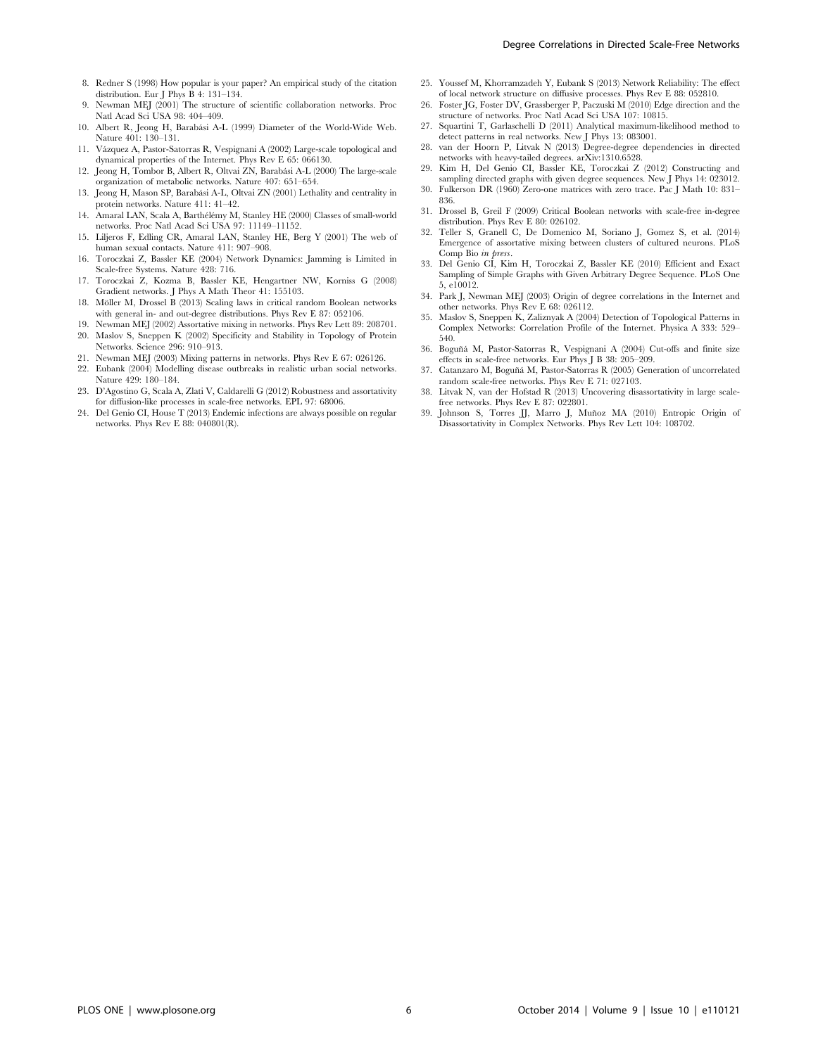8. Redner S (1998) How popular is your paper? An empirical study of the citation distribution. Eur J Phys B 4: 131–134.
9. Newman MEJ (2001) The structure of scientific collaboration networks. Proc Natl Acad Sci USA 98: 404–409.
10. Albert R, Jeong H, Barabási A-L (1999) Diameter of the World-Wide Web. Nature 401: 130–131.
11. Vázquez A, Pastor-Satorras R, Vespignani A (2002) Large-scale topological and dynamical properties of the Internet. Phys Rev E 65: 066130.
12. Jeong H, Tombor B, Albert R, Oltvai ZN, Barabási A-L (2000) The large-scale organization of metabolic networks. Nature 407: 651–654.
13. Jeong H, Mason SP, Barabási A-L, Oltvai ZN (2001) Lethality and centrality in protein networks. Nature 411: 41–42.
14. Amaral LAN, Scala A, Barthélémy M, Stanley HE (2000) Classes of small-world networks. Proc Natl Acad Sci USA 97: 11149–11152.
15. Liljeros F, Edling CR, Amaral LAN, Stanley HE, Berg Y (2001) The web of human sexual contacts. Nature 411: 907–908.
16. Toroczkai Z, Bassler KE (2004) Network Dynamics: Jamming is Limited in Scale-free Systems. Nature 428: 716.
17. Toroczkai Z, Kozma B, Bassler KE, Hengartner NW, Korniss G (2008) Gradient networks. J Phys A Math Theor 41: 155103.
18. Möller M, Drossel B (2013) Scaling laws in critical random Boolean networks with general in- and out-degree distributions. Phys Rev E 87: 052106.
19. Newman MEJ (2002) Assortative mixing in networks. Phys Rev Lett 89: 208701.
20. Maslov S, Sneppen K (2002) Specificity and Stability in Topology of Protein Networks. Science 296: 910–913.
21. Newman MEJ (2003) Mixing patterns in networks. Phys Rev E 67: 026126.
22. Eubank (2004) Modelling disease outbreaks in realistic urban social networks. Nature 429: 180–184.
23. D'Agostino G, Scala A, Zlati V, Caldarelli G (2012) Robustness and assortativity for diffusion-like processes in scale-free networks. EPL 97: 68006.
24. Del Genio CI, House T (2013) Endemic infections are always possible on regular networks. Phys Rev E 88: 040801(R).
25. Youssef M, Khorramzadeh Y, Eubank S (2013) Network Reliability: The effect of local network structure on diffusive processes. Phys Rev E 88: 052810.
26. Foster JG, Foster DV, Grassberger P, Paczuski M (2010) Edge direction and the structure of networks. Proc Natl Acad Sci USA 107: 10815.
27. Squartini T, Garlaschelli D (2011) Analytical maximum-likelihood method to detect patterns in real networks. New J Phys 13: 083001.
28. van der Hoorn P, Litvak N (2013) Degree-degree dependencies in directed networks with heavy-tailed degrees. arXiv:1310.6528.
29. Kim H, Del Genio CI, Bassler KE, Toroczkai Z (2012) Constructing and sampling directed graphs with given degree sequences. New J Phys 14: 023012.
30. Fulkerson DR (1960) Zero-one matrices with zero trace. Pac J Math 10: 831–836.
31. Drossel B, Greil F (2009) Critical Boolean networks with scale-free in-degree distribution. Phys Rev E 80: 026102.
32. Teller S, Granell C, De Domenico M, Soriano J, Gomez S, et al. (2014) Emergence of assortative mixing between clusters of cultured neurons. PLoS Comp Bio *in press*.
33. Del Genio CI, Kim H, Toroczkai Z, Bassler KE (2010) Efficient and Exact Sampling of Simple Graphs with Given Arbitrary Degree Sequence. PLoS One 5, e10012.
34. Park J, Newman MEJ (2003) Origin of degree correlations in the Internet and other networks. Phys Rev E 68: 026112.
35. Maslov S, Sneppen K, Zaliznyak A (2004) Detection of Topological Patterns in Complex Networks: Correlation Profile of the Internet. Physica A 333: 529–540.
36. Boguñá M, Pastor-Satorras R, Vespignani A (2004) Cut-offs and finite size effects in scale-free networks. Eur Phys J B 38: 205–209.
37. Catanzaro M, Boguñá M, Pastor-Satorras R (2005) Generation of uncorrelated random scale-free networks. Phys Rev E 71: 027103.
38. Litvak N, van der Hofstad R (2013) Uncovering disassortativity in large scale-free networks. Phys Rev E 87: 022801.
39. Johnson S, Torres JJ, Marro J, Muñoz MA (2010) Entropic Origin of Disassortativity in Complex Networks. Phys Rev Lett 104: 108702.